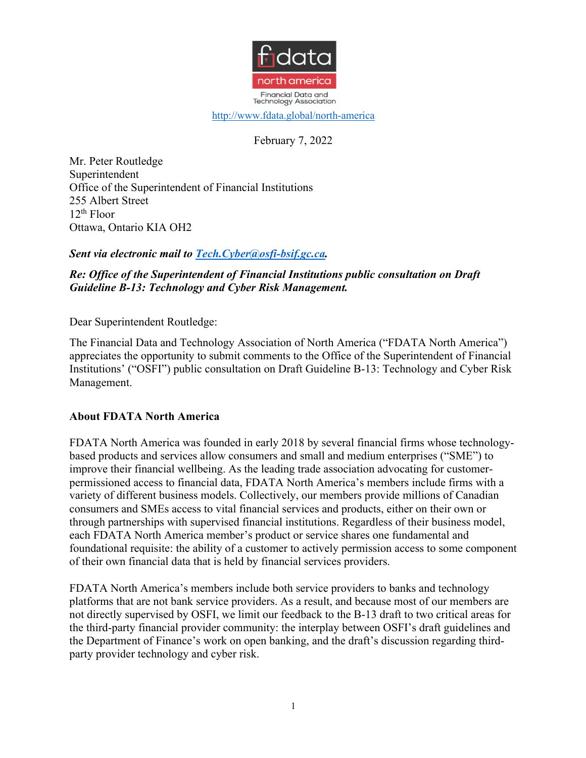fdata north america
Financial Data and Technology Association

http://www.fdata.global/north-america

February 7, 2022

Mr. Peter Routledge
Superintendent
Office of the Superintendent of Financial Institutions
255 Albert Street
12th Floor
Ottawa, Ontario KIA OH2

***Sent via electronic mail to [Tech.Cyber@osfi-bsif.gc.ca](mailto:Tech.Cyber@osfi-bsif.gc.ca).***

***Re: Office of the Superintendent of Financial Institutions public consultation on Draft Guideline B-13: Technology and Cyber Risk Management.***

Dear Superintendent Routledge:

The Financial Data and Technology Association of North America ("FDATA North America") appreciates the opportunity to submit comments to the Office of the Superintendent of Financial Institutions' ("OSFI") public consultation on Draft Guideline B-13: Technology and Cyber Risk Management.

**About FDATA North America**

FDATA North America was founded in early 2018 by several financial firms whose technology-based products and services allow consumers and small and medium enterprises ("SME") to improve their financial wellbeing. As the leading trade association advocating for customer-permissioned access to financial data, FDATA North America's members include firms with a variety of different business models. Collectively, our members provide millions of Canadian consumers and SMEs access to vital financial services and products, either on their own or through partnerships with supervised financial institutions. Regardless of their business model, each FDATA North America member's product or service shares one fundamental and foundational requisite: the ability of a customer to actively permission access to some component of their own financial data that is held by financial services providers.

FDATA North America's members include both service providers to banks and technology platforms that are not bank service providers. As a result, and because most of our members are not directly supervised by OSFI, we limit our feedback to the B-13 draft to two critical areas for the third-party financial provider community: the interplay between OSFI's draft guidelines and the Department of Finance's work on open banking, and the draft's discussion regarding third-party provider technology and cyber risk.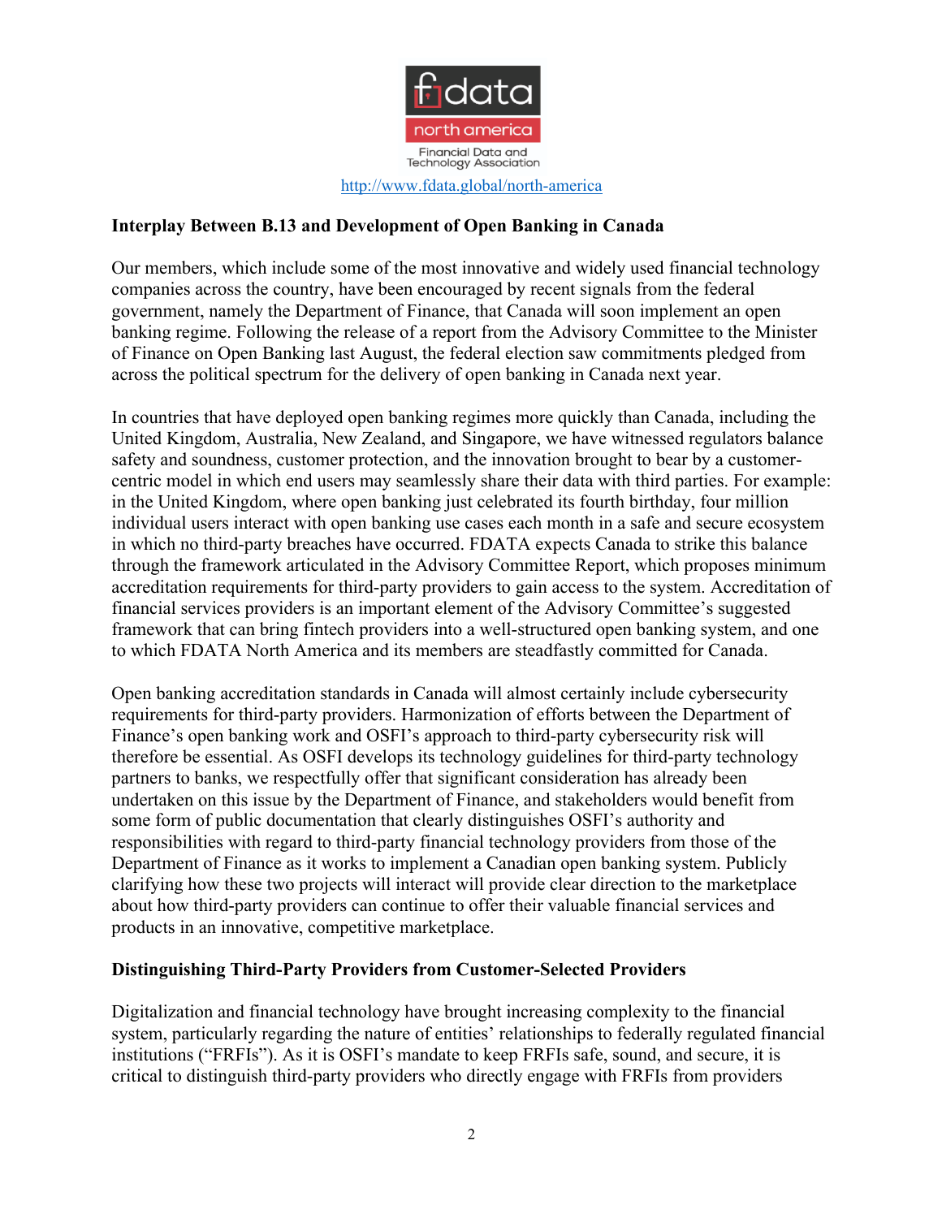http://www.fdata.global/north-america

**Interplay Between B.13 and Development of Open Banking in Canada**

Our members, which include some of the most innovative and widely used financial technology companies across the country, have been encouraged by recent signals from the federal government, namely the Department of Finance, that Canada will soon implement an open banking regime. Following the release of a report from the Advisory Committee to the Minister of Finance on Open Banking last August, the federal election saw commitments pledged from across the political spectrum for the delivery of open banking in Canada next year.

In countries that have deployed open banking regimes more quickly than Canada, including the United Kingdom, Australia, New Zealand, and Singapore, we have witnessed regulators balance safety and soundness, customer protection, and the innovation brought to bear by a customer-centric model in which end users may seamlessly share their data with third parties. For example: in the United Kingdom, where open banking just celebrated its fourth birthday, four million individual users interact with open banking use cases each month in a safe and secure ecosystem in which no third-party breaches have occurred. FDATA expects Canada to strike this balance through the framework articulated in the Advisory Committee Report, which proposes minimum accreditation requirements for third-party providers to gain access to the system. Accreditation of financial services providers is an important element of the Advisory Committee's suggested framework that can bring fintech providers into a well-structured open banking system, and one to which FDATA North America and its members are steadfastly committed for Canada.

Open banking accreditation standards in Canada will almost certainly include cybersecurity requirements for third-party providers. Harmonization of efforts between the Department of Finance's open banking work and OSFI's approach to third-party cybersecurity risk will therefore be essential. As OSFI develops its technology guidelines for third-party technology partners to banks, we respectfully offer that significant consideration has already been undertaken on this issue by the Department of Finance, and stakeholders would benefit from some form of public documentation that clearly distinguishes OSFI's authority and responsibilities with regard to third-party financial technology providers from those of the Department of Finance as it works to implement a Canadian open banking system. Publicly clarifying how these two projects will interact will provide clear direction to the marketplace about how third-party providers can continue to offer their valuable financial services and products in an innovative, competitive marketplace.

**Distinguishing Third-Party Providers from Customer-Selected Providers**

Digitalization and financial technology have brought increasing complexity to the financial system, particularly regarding the nature of entities' relationships to federally regulated financial institutions ("FRFIs"). As it is OSFI's mandate to keep FRFIs safe, sound, and secure, it is critical to distinguish third-party providers who directly engage with FRFIs from providers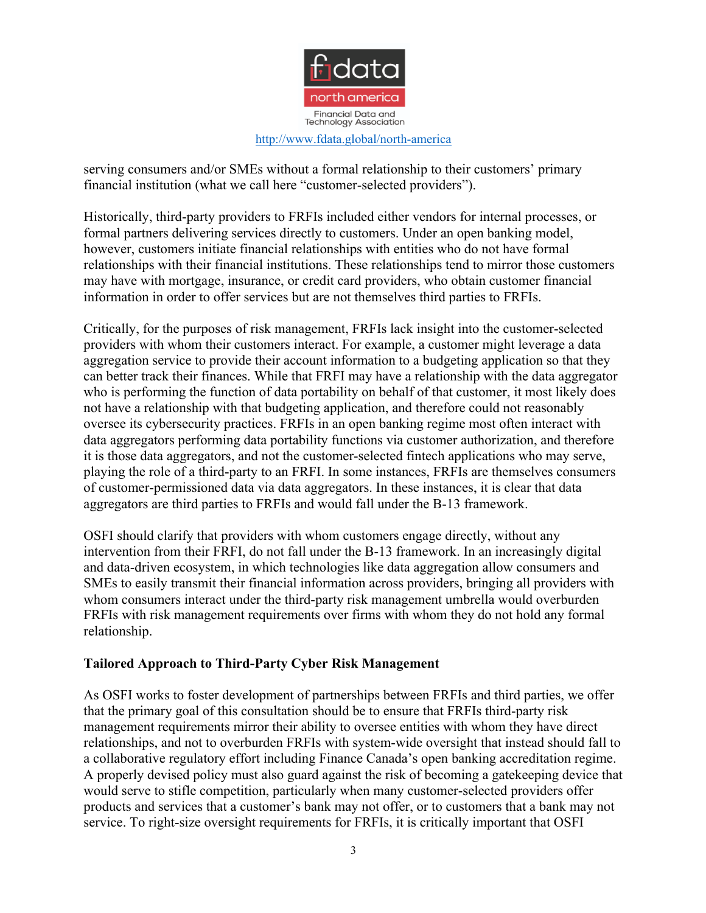serving consumers and/or SMEs without a formal relationship to their customers' primary financial institution (what we call here "customer-selected providers").

Historically, third-party providers to FRFIs included either vendors for internal processes, or formal partners delivering services directly to customers. Under an open banking model, however, customers initiate financial relationships with entities who do not have formal relationships with their financial institutions. These relationships tend to mirror those customers may have with mortgage, insurance, or credit card providers, who obtain customer financial information in order to offer services but are not themselves third parties to FRFIs.

Critically, for the purposes of risk management, FRFIs lack insight into the customer-selected providers with whom their customers interact. For example, a customer might leverage a data aggregation service to provide their account information to a budgeting application so that they can better track their finances. While that FRFI may have a relationship with the data aggregator who is performing the function of data portability on behalf of that customer, it most likely does not have a relationship with that budgeting application, and therefore could not reasonably oversee its cybersecurity practices. FRFIs in an open banking regime most often interact with data aggregators performing data portability functions via customer authorization, and therefore it is those data aggregators, and not the customer-selected fintech applications who may serve, playing the role of a third-party to an FRFI. In some instances, FRFIs are themselves consumers of customer-permissioned data via data aggregators. In these instances, it is clear that data aggregators are third parties to FRFIs and would fall under the B-13 framework.

OSFI should clarify that providers with whom customers engage directly, without any intervention from their FRFI, do not fall under the B-13 framework. In an increasingly digital and data-driven ecosystem, in which technologies like data aggregation allow consumers and SMEs to easily transmit their financial information across providers, bringing all providers with whom consumers interact under the third-party risk management umbrella would overburden FRFIs with risk management requirements over firms with whom they do not hold any formal relationship.

**Tailored Approach to Third-Party Cyber Risk Management**

As OSFI works to foster development of partnerships between FRFIs and third parties, we offer that the primary goal of this consultation should be to ensure that FRFIs third-party risk management requirements mirror their ability to oversee entities with whom they have direct relationships, and not to overburden FRFIs with system-wide oversight that instead should fall to a collaborative regulatory effort including Finance Canada's open banking accreditation regime. A properly devised policy must also guard against the risk of becoming a gatekeeping device that would serve to stifle competition, particularly when many customer-selected providers offer products and services that a customer's bank may not offer, or to customers that a bank may not service. To right-size oversight requirements for FRFIs, it is critically important that OSFI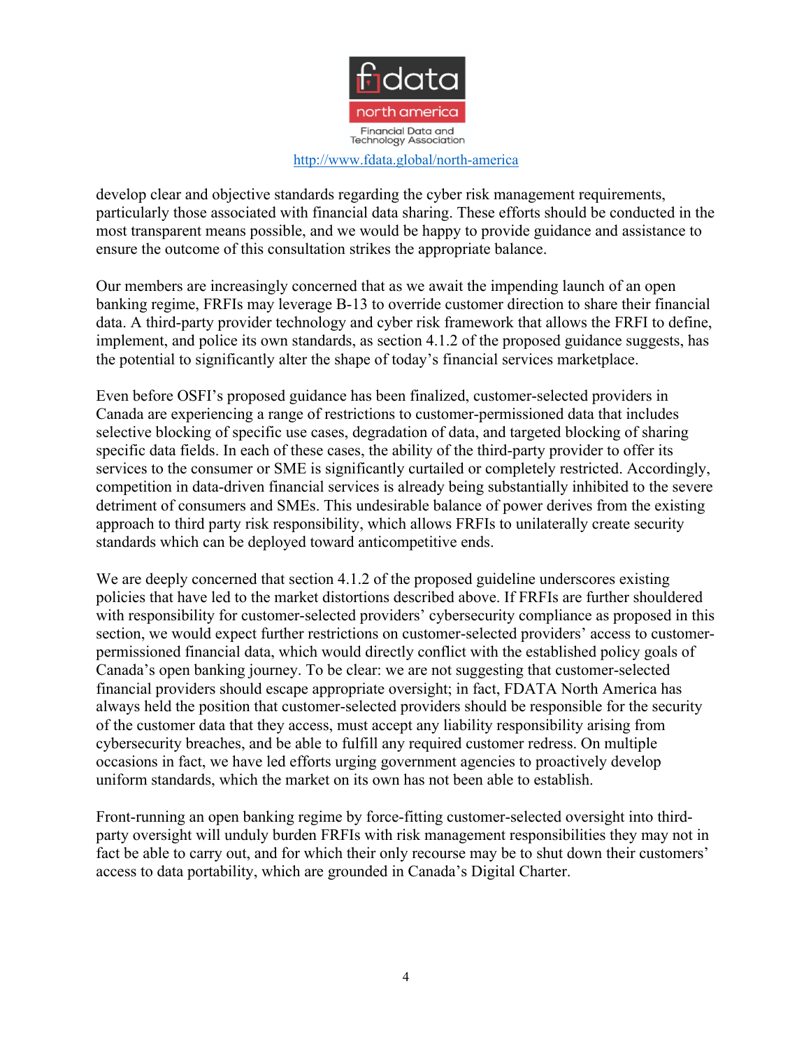develop clear and objective standards regarding the cyber risk management requirements, particularly those associated with financial data sharing. These efforts should be conducted in the most transparent means possible, and we would be happy to provide guidance and assistance to ensure the outcome of this consultation strikes the appropriate balance.

Our members are increasingly concerned that as we await the impending launch of an open banking regime, FRFIs may leverage B-13 to override customer direction to share their financial data. A third-party provider technology and cyber risk framework that allows the FRFI to define, implement, and police its own standards, as section 4.1.2 of the proposed guidance suggests, has the potential to significantly alter the shape of today's financial services marketplace.

Even before OSFI's proposed guidance has been finalized, customer-selected providers in Canada are experiencing a range of restrictions to customer-permissioned data that includes selective blocking of specific use cases, degradation of data, and targeted blocking of sharing specific data fields. In each of these cases, the ability of the third-party provider to offer its services to the consumer or SME is significantly curtailed or completely restricted. Accordingly, competition in data-driven financial services is already being substantially inhibited to the severe detriment of consumers and SMEs. This undesirable balance of power derives from the existing approach to third party risk responsibility, which allows FRFIs to unilaterally create security standards which can be deployed toward anticompetitive ends.

We are deeply concerned that section 4.1.2 of the proposed guideline underscores existing policies that have led to the market distortions described above. If FRFIs are further shouldered with responsibility for customer-selected providers' cybersecurity compliance as proposed in this section, we would expect further restrictions on customer-selected providers' access to customer-permissioned financial data, which would directly conflict with the established policy goals of Canada's open banking journey. To be clear: we are not suggesting that customer-selected financial providers should escape appropriate oversight; in fact, FDATA North America has always held the position that customer-selected providers should be responsible for the security of the customer data that they access, must accept any liability responsibility arising from cybersecurity breaches, and be able to fulfill any required customer redress. On multiple occasions in fact, we have led efforts urging government agencies to proactively develop uniform standards, which the market on its own has not been able to establish.

Front-running an open banking regime by force-fitting customer-selected oversight into third-party oversight will unduly burden FRFIs with risk management responsibilities they may not in fact be able to carry out, and for which their only recourse may be to shut down their customers' access to data portability, which are grounded in Canada's Digital Charter.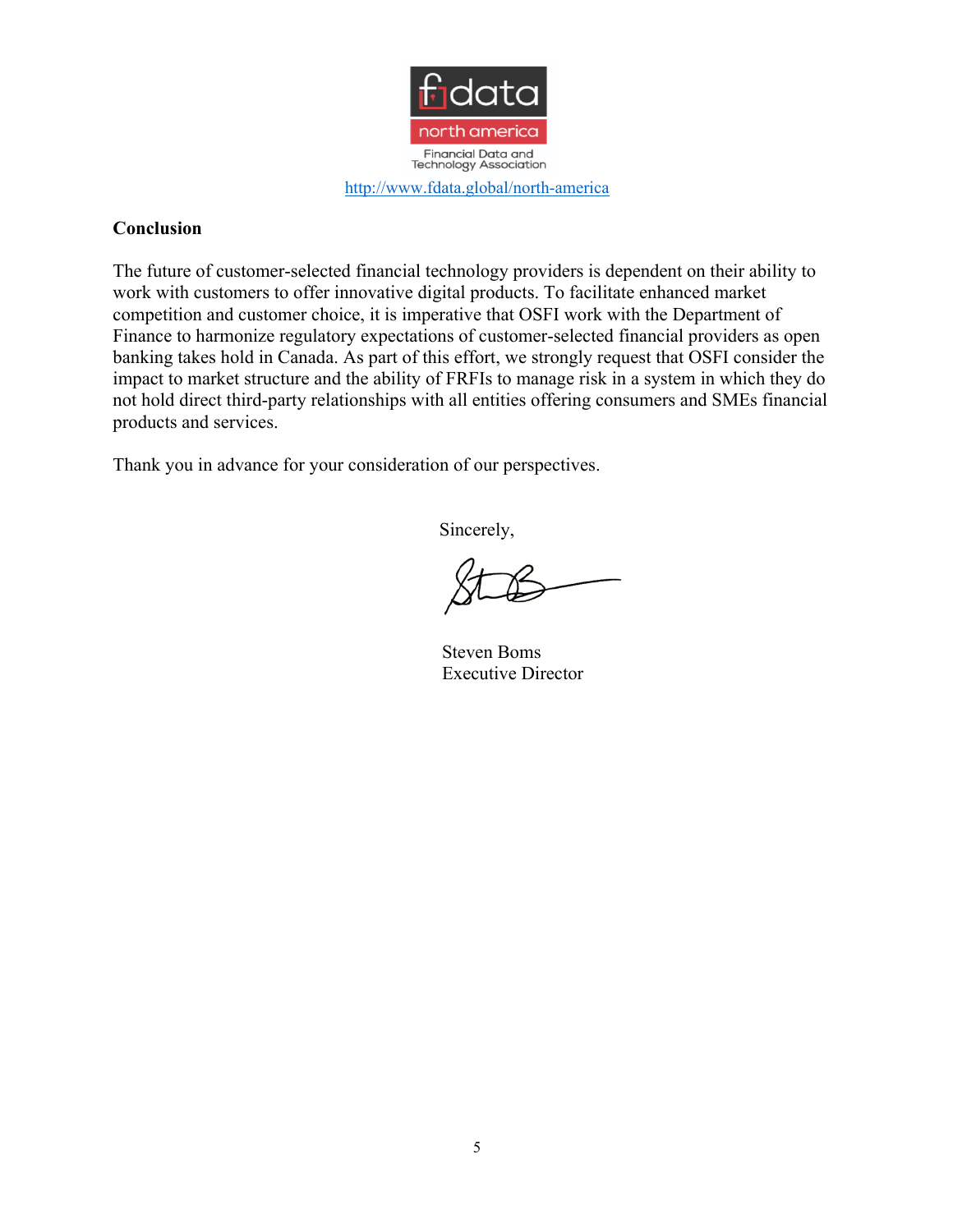http://www.fdata.global/north-america

**Conclusion**

The future of customer-selected financial technology providers is dependent on their ability to work with customers to offer innovative digital products. To facilitate enhanced market competition and customer choice, it is imperative that OSFI work with the Department of Finance to harmonize regulatory expectations of customer-selected financial providers as open banking takes hold in Canada. As part of this effort, we strongly request that OSFI consider the impact to market structure and the ability of FRFIs to manage risk in a system in which they do not hold direct third-party relationships with all entities offering consumers and SMEs financial products and services.

Thank you in advance for your consideration of our perspectives.

Sincerely,

Steven Boms
Executive Director